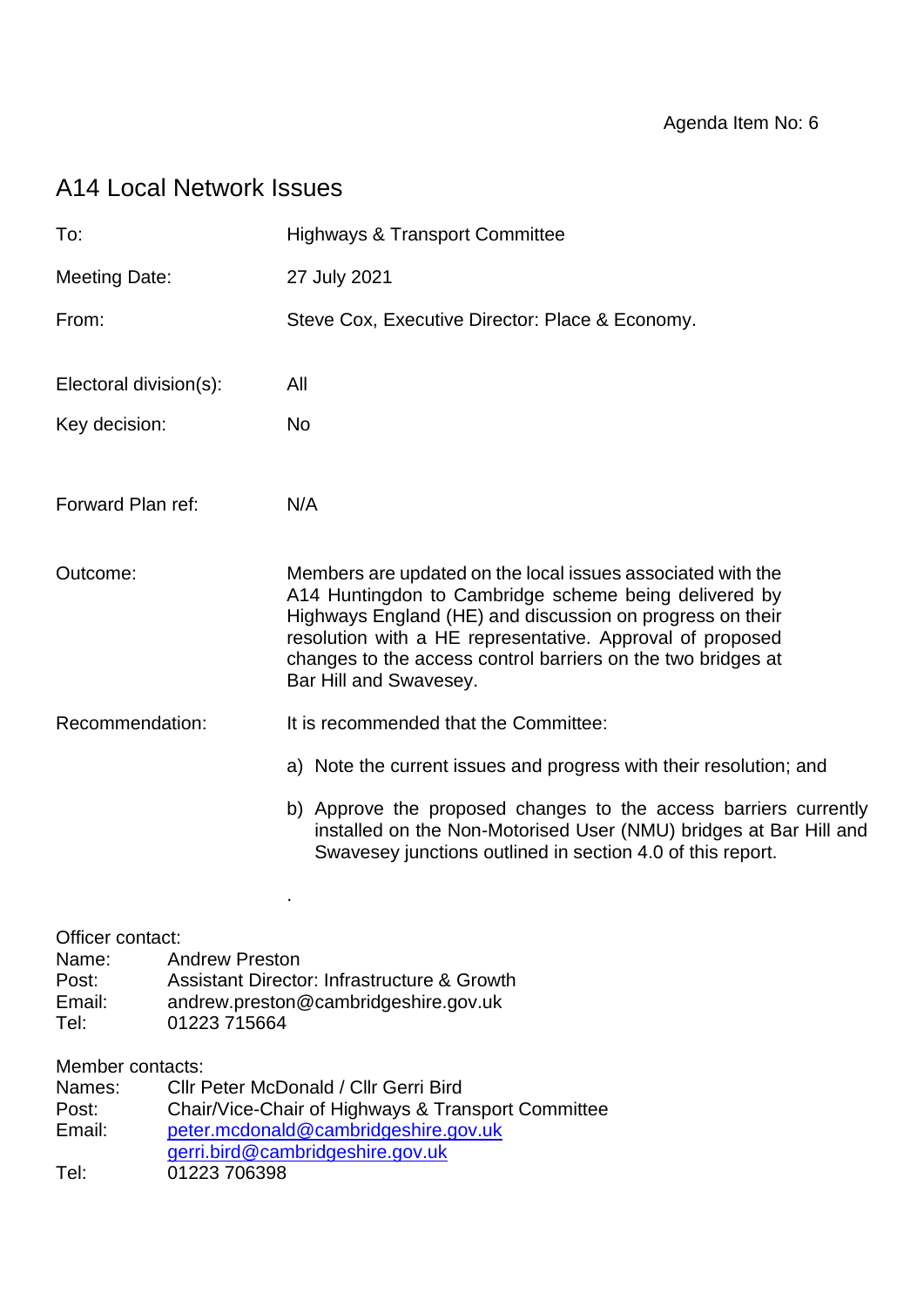Agenda Item No: 6

# A14 Local Network Issues

| | |
|---|---|
| To: | Highways & Transport Committee |
| Meeting Date: | 27 July 2021 |
| From: | Steve Cox, Executive Director: Place & Economy. |
| Electoral division(s): | All |
| Key decision: | No |
| Forward Plan ref: | N/A |
| Outcome: | Members are updated on the local issues associated with the A14 Huntingdon to Cambridge scheme being delivered by Highways England (HE) and discussion on progress on their resolution with a HE representative. Approval of proposed changes to the access control barriers on the two bridges at Bar Hill and Swavesey. |
| Recommendation: | It is recommended that the Committee: |

a) Note the current issues and progress with their resolution; and

b) Approve the proposed changes to the access barriers currently installed on the Non-Motorised User (NMU) bridges at Bar Hill and Swavesey junctions outlined in section 4.0 of this report.

.

Officer contact:
Name: Andrew Preston
Post: Assistant Director: Infrastructure & Growth
Email: andrew.preston@cambridgeshire.gov.uk
Tel: 01223 715664

Member contacts:
Names: Cllr Peter McDonald / Cllr Gerri Bird
Post: Chair/Vice-Chair of Highways & Transport Committee
Email: peter.mcdonald@cambridgeshire.gov.uk
gerri.bird@cambridgeshire.gov.uk
Tel: 01223 706398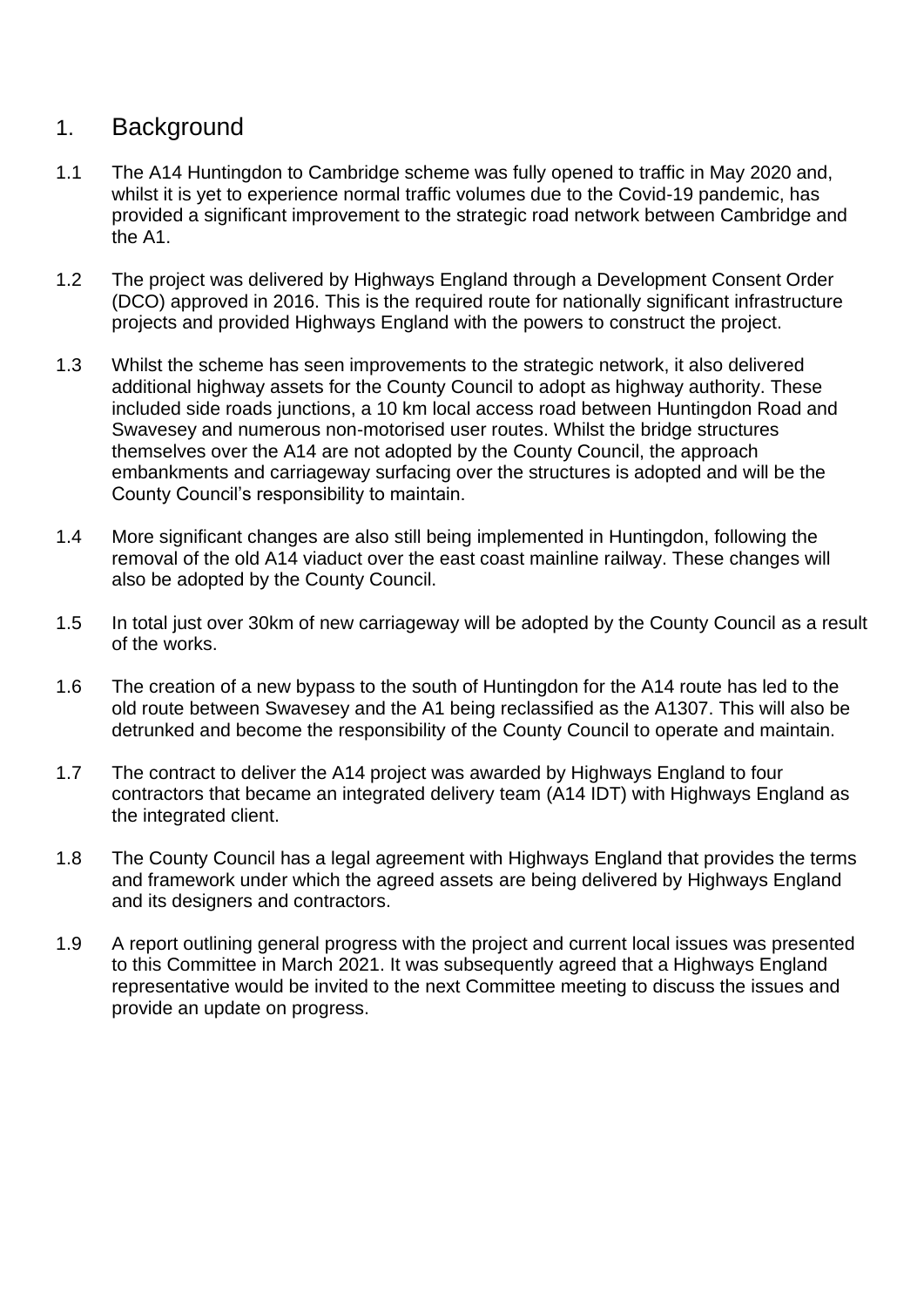## 1. Background

1.1 The A14 Huntingdon to Cambridge scheme was fully opened to traffic in May 2020 and, whilst it is yet to experience normal traffic volumes due to the Covid-19 pandemic, has provided a significant improvement to the strategic road network between Cambridge and the A1.

1.2 The project was delivered by Highways England through a Development Consent Order (DCO) approved in 2016. This is the required route for nationally significant infrastructure projects and provided Highways England with the powers to construct the project.

1.3 Whilst the scheme has seen improvements to the strategic network, it also delivered additional highway assets for the County Council to adopt as highway authority. These included side roads junctions, a 10 km local access road between Huntingdon Road and Swavesey and numerous non-motorised user routes. Whilst the bridge structures themselves over the A14 are not adopted by the County Council, the approach embankments and carriageway surfacing over the structures is adopted and will be the County Council's responsibility to maintain.

1.4 More significant changes are also still being implemented in Huntingdon, following the removal of the old A14 viaduct over the east coast mainline railway. These changes will also be adopted by the County Council.

1.5 In total just over 30km of new carriageway will be adopted by the County Council as a result of the works.

1.6 The creation of a new bypass to the south of Huntingdon for the A14 route has led to the old route between Swavesey and the A1 being reclassified as the A1307. This will also be detrunked and become the responsibility of the County Council to operate and maintain.

1.7 The contract to deliver the A14 project was awarded by Highways England to four contractors that became an integrated delivery team (A14 IDT) with Highways England as the integrated client.

1.8 The County Council has a legal agreement with Highways England that provides the terms and framework under which the agreed assets are being delivered by Highways England and its designers and contractors.

1.9 A report outlining general progress with the project and current local issues was presented to this Committee in March 2021. It was subsequently agreed that a Highways England representative would be invited to the next Committee meeting to discuss the issues and provide an update on progress.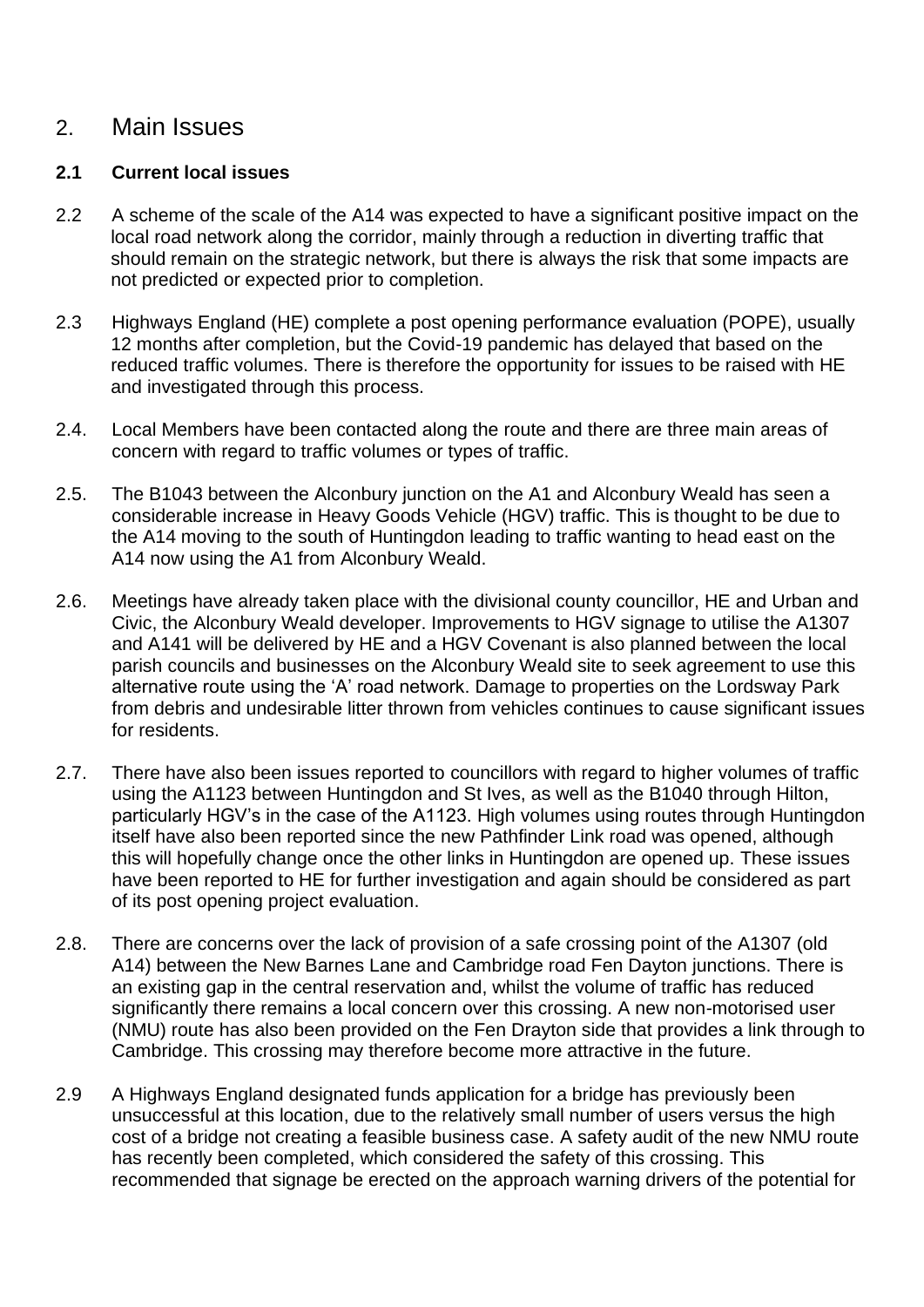## 2. Main Issues

### 2.1 Current local issues

2.2 A scheme of the scale of the A14 was expected to have a significant positive impact on the local road network along the corridor, mainly through a reduction in diverting traffic that should remain on the strategic network, but there is always the risk that some impacts are not predicted or expected prior to completion.

2.3 Highways England (HE) complete a post opening performance evaluation (POPE), usually 12 months after completion, but the Covid-19 pandemic has delayed that based on the reduced traffic volumes. There is therefore the opportunity for issues to be raised with HE and investigated through this process.

2.4. Local Members have been contacted along the route and there are three main areas of concern with regard to traffic volumes or types of traffic.

2.5. The B1043 between the Alconbury junction on the A1 and Alconbury Weald has seen a considerable increase in Heavy Goods Vehicle (HGV) traffic. This is thought to be due to the A14 moving to the south of Huntingdon leading to traffic wanting to head east on the A14 now using the A1 from Alconbury Weald.

2.6. Meetings have already taken place with the divisional county councillor, HE and Urban and Civic, the Alconbury Weald developer. Improvements to HGV signage to utilise the A1307 and A141 will be delivered by HE and a HGV Covenant is also planned between the local parish councils and businesses on the Alconbury Weald site to seek agreement to use this alternative route using the 'A' road network. Damage to properties on the Lordsway Park from debris and undesirable litter thrown from vehicles continues to cause significant issues for residents.

2.7. There have also been issues reported to councillors with regard to higher volumes of traffic using the A1123 between Huntingdon and St Ives, as well as the B1040 through Hilton, particularly HGV's in the case of the A1123. High volumes using routes through Huntingdon itself have also been reported since the new Pathfinder Link road was opened, although this will hopefully change once the other links in Huntingdon are opened up. These issues have been reported to HE for further investigation and again should be considered as part of its post opening project evaluation.

2.8. There are concerns over the lack of provision of a safe crossing point of the A1307 (old A14) between the New Barnes Lane and Cambridge road Fen Dayton junctions. There is an existing gap in the central reservation and, whilst the volume of traffic has reduced significantly there remains a local concern over this crossing. A new non-motorised user (NMU) route has also been provided on the Fen Drayton side that provides a link through to Cambridge. This crossing may therefore become more attractive in the future.

2.9 A Highways England designated funds application for a bridge has previously been unsuccessful at this location, due to the relatively small number of users versus the high cost of a bridge not creating a feasible business case. A safety audit of the new NMU route has recently been completed, which considered the safety of this crossing. This recommended that signage be erected on the approach warning drivers of the potential for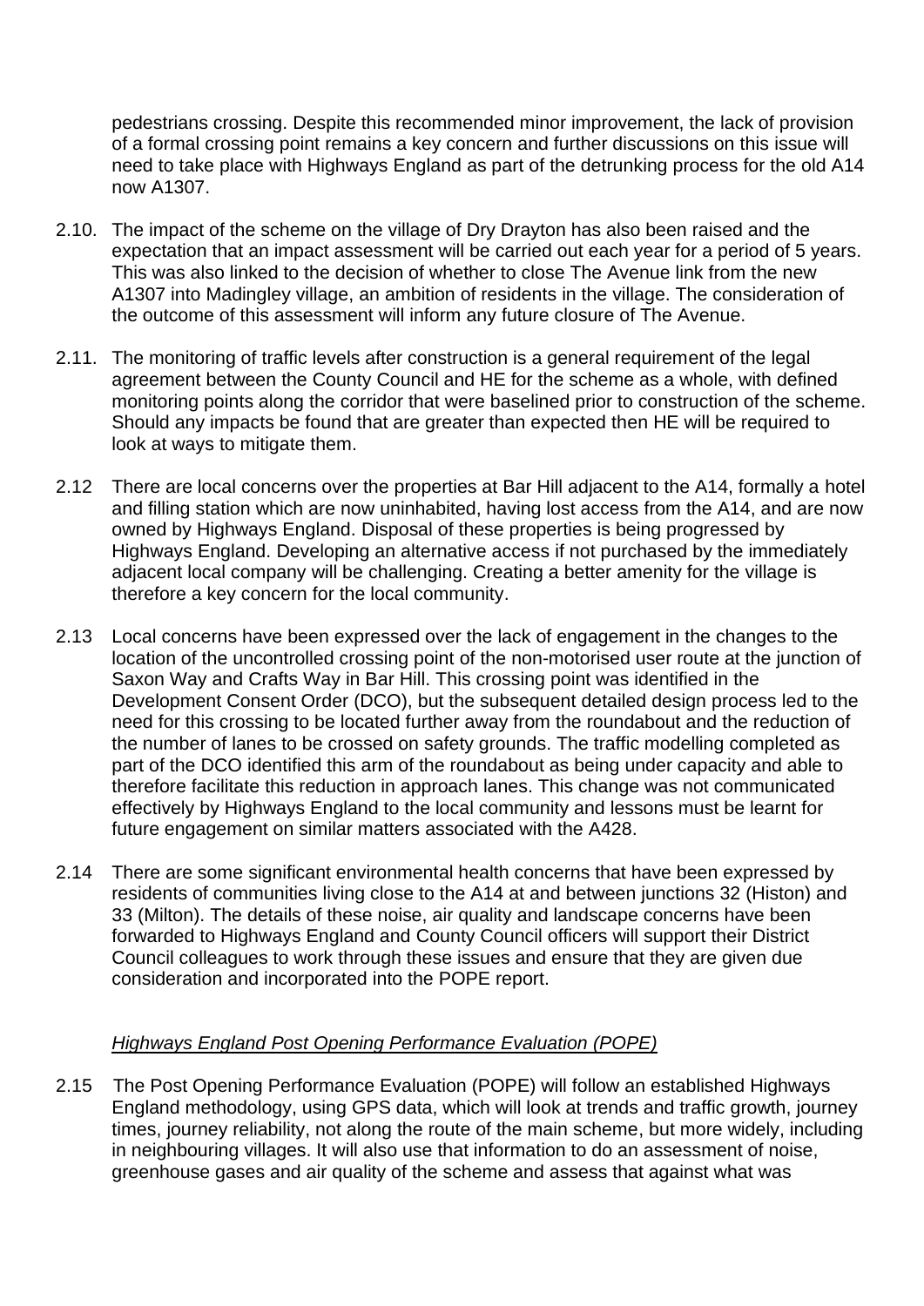pedestrians crossing. Despite this recommended minor improvement, the lack of provision of a formal crossing point remains a key concern and further discussions on this issue will need to take place with Highways England as part of the detrunking process for the old A14 now A1307.

2.10. The impact of the scheme on the village of Dry Drayton has also been raised and the expectation that an impact assessment will be carried out each year for a period of 5 years. This was also linked to the decision of whether to close The Avenue link from the new A1307 into Madingley village, an ambition of residents in the village. The consideration of the outcome of this assessment will inform any future closure of The Avenue.

2.11. The monitoring of traffic levels after construction is a general requirement of the legal agreement between the County Council and HE for the scheme as a whole, with defined monitoring points along the corridor that were baselined prior to construction of the scheme. Should any impacts be found that are greater than expected then HE will be required to look at ways to mitigate them.

2.12 There are local concerns over the properties at Bar Hill adjacent to the A14, formally a hotel and filling station which are now uninhabited, having lost access from the A14, and are now owned by Highways England. Disposal of these properties is being progressed by Highways England. Developing an alternative access if not purchased by the immediately adjacent local company will be challenging. Creating a better amenity for the village is therefore a key concern for the local community.

2.13 Local concerns have been expressed over the lack of engagement in the changes to the location of the uncontrolled crossing point of the non-motorised user route at the junction of Saxon Way and Crafts Way in Bar Hill. This crossing point was identified in the Development Consent Order (DCO), but the subsequent detailed design process led to the need for this crossing to be located further away from the roundabout and the reduction of the number of lanes to be crossed on safety grounds. The traffic modelling completed as part of the DCO identified this arm of the roundabout as being under capacity and able to therefore facilitate this reduction in approach lanes. This change was not communicated effectively by Highways England to the local community and lessons must be learnt for future engagement on similar matters associated with the A428.

2.14 There are some significant environmental health concerns that have been expressed by residents of communities living close to the A14 at and between junctions 32 (Histon) and 33 (Milton). The details of these noise, air quality and landscape concerns have been forwarded to Highways England and County Council officers will support their District Council colleagues to work through these issues and ensure that they are given due consideration and incorporated into the POPE report.

*Highways England Post Opening Performance Evaluation (POPE)*

2.15 The Post Opening Performance Evaluation (POPE) will follow an established Highways England methodology, using GPS data, which will look at trends and traffic growth, journey times, journey reliability, not along the route of the main scheme, but more widely, including in neighbouring villages. It will also use that information to do an assessment of noise, greenhouse gases and air quality of the scheme and assess that against what was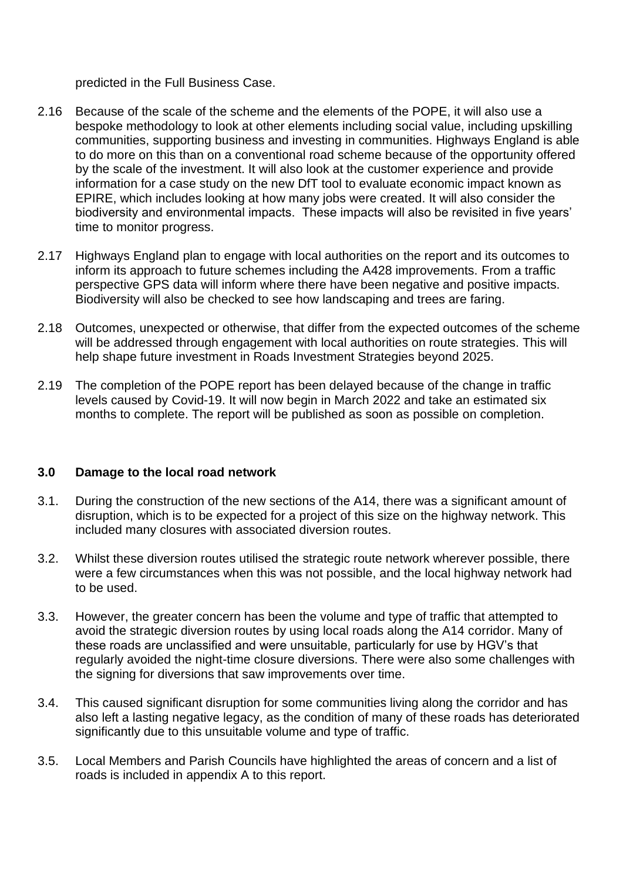predicted in the Full Business Case.

2.16 Because of the scale of the scheme and the elements of the POPE, it will also use a bespoke methodology to look at other elements including social value, including upskilling communities, supporting business and investing in communities. Highways England is able to do more on this than on a conventional road scheme because of the opportunity offered by the scale of the investment. It will also look at the customer experience and provide information for a case study on the new DfT tool to evaluate economic impact known as EPIRE, which includes looking at how many jobs were created. It will also consider the biodiversity and environmental impacts. These impacts will also be revisited in five years' time to monitor progress.

2.17 Highways England plan to engage with local authorities on the report and its outcomes to inform its approach to future schemes including the A428 improvements. From a traffic perspective GPS data will inform where there have been negative and positive impacts. Biodiversity will also be checked to see how landscaping and trees are faring.

2.18 Outcomes, unexpected or otherwise, that differ from the expected outcomes of the scheme will be addressed through engagement with local authorities on route strategies. This will help shape future investment in Roads Investment Strategies beyond 2025.

2.19 The completion of the POPE report has been delayed because of the change in traffic levels caused by Covid-19. It will now begin in March 2022 and take an estimated six months to complete. The report will be published as soon as possible on completion.

## 3.0 Damage to the local road network

3.1. During the construction of the new sections of the A14, there was a significant amount of disruption, which is to be expected for a project of this size on the highway network. This included many closures with associated diversion routes.

3.2. Whilst these diversion routes utilised the strategic route network wherever possible, there were a few circumstances when this was not possible, and the local highway network had to be used.

3.3. However, the greater concern has been the volume and type of traffic that attempted to avoid the strategic diversion routes by using local roads along the A14 corridor. Many of these roads are unclassified and were unsuitable, particularly for use by HGV's that regularly avoided the night-time closure diversions. There were also some challenges with the signing for diversions that saw improvements over time.

3.4. This caused significant disruption for some communities living along the corridor and has also left a lasting negative legacy, as the condition of many of these roads has deteriorated significantly due to this unsuitable volume and type of traffic.

3.5. Local Members and Parish Councils have highlighted the areas of concern and a list of roads is included in appendix A to this report.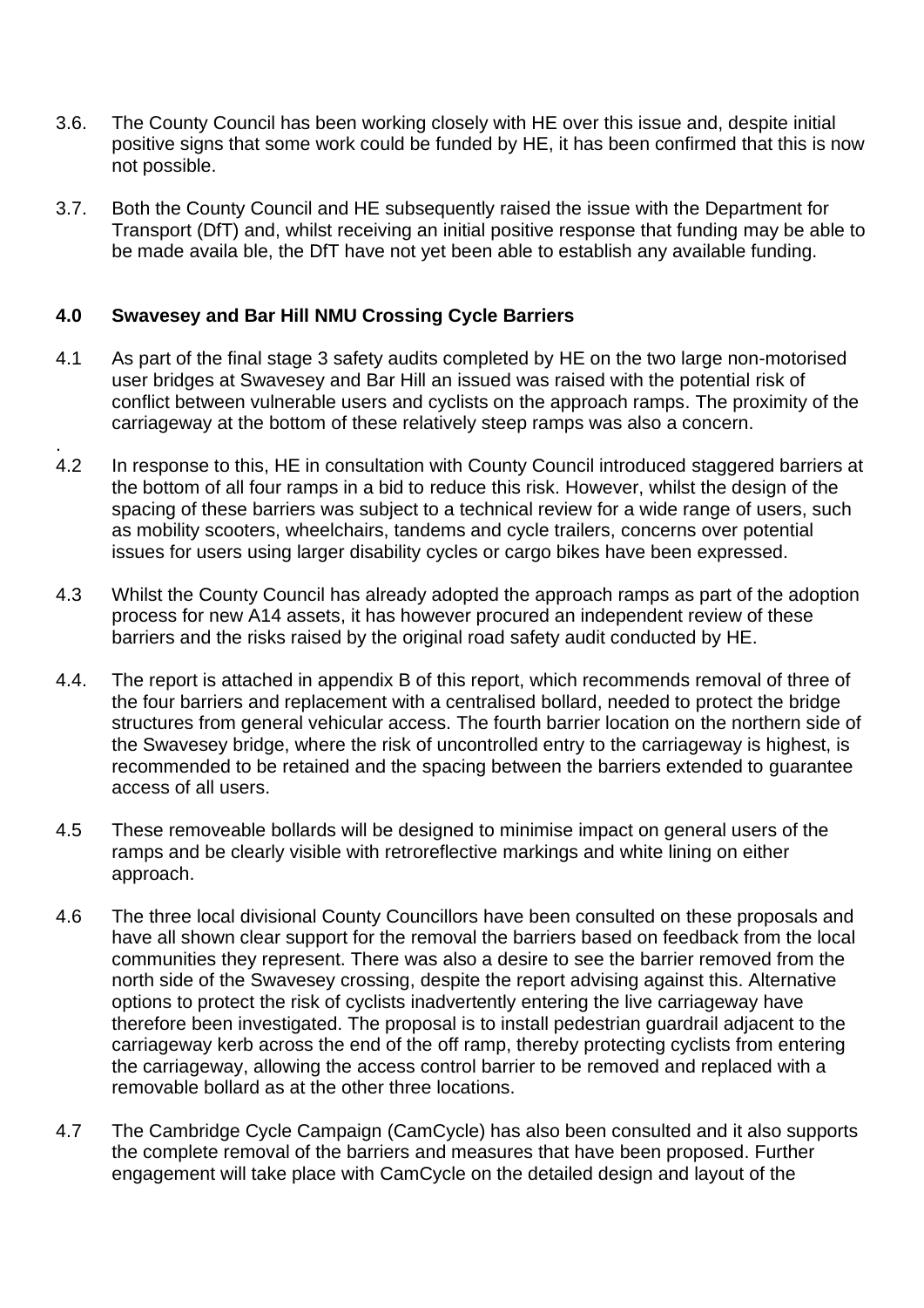3.6. The County Council has been working closely with HE over this issue and, despite initial positive signs that some work could be funded by HE, it has been confirmed that this is now not possible.

3.7. Both the County Council and HE subsequently raised the issue with the Department for Transport (DfT) and, whilst receiving an initial positive response that funding may be able to be made availa ble, the DfT have not yet been able to establish any available funding.

## 4.0 Swavesey and Bar Hill NMU Crossing Cycle Barriers

4.1 As part of the final stage 3 safety audits completed by HE on the two large non-motorised user bridges at Swavesey and Bar Hill an issued was raised with the potential risk of conflict between vulnerable users and cyclists on the approach ramps. The proximity of the carriageway at the bottom of these relatively steep ramps was also a concern.

.

4.2 In response to this, HE in consultation with County Council introduced staggered barriers at the bottom of all four ramps in a bid to reduce this risk. However, whilst the design of the spacing of these barriers was subject to a technical review for a wide range of users, such as mobility scooters, wheelchairs, tandems and cycle trailers, concerns over potential issues for users using larger disability cycles or cargo bikes have been expressed.

4.3 Whilst the County Council has already adopted the approach ramps as part of the adoption process for new A14 assets, it has however procured an independent review of these barriers and the risks raised by the original road safety audit conducted by HE.

4.4. The report is attached in appendix B of this report, which recommends removal of three of the four barriers and replacement with a centralised bollard, needed to protect the bridge structures from general vehicular access. The fourth barrier location on the northern side of the Swavesey bridge, where the risk of uncontrolled entry to the carriageway is highest, is recommended to be retained and the spacing between the barriers extended to guarantee access of all users.

4.5 These removeable bollards will be designed to minimise impact on general users of the ramps and be clearly visible with retroreflective markings and white lining on either approach.

4.6 The three local divisional County Councillors have been consulted on these proposals and have all shown clear support for the removal the barriers based on feedback from the local communities they represent. There was also a desire to see the barrier removed from the north side of the Swavesey crossing, despite the report advising against this. Alternative options to protect the risk of cyclists inadvertently entering the live carriageway have therefore been investigated. The proposal is to install pedestrian guardrail adjacent to the carriageway kerb across the end of the off ramp, thereby protecting cyclists from entering the carriageway, allowing the access control barrier to be removed and replaced with a removable bollard as at the other three locations.

4.7 The Cambridge Cycle Campaign (CamCycle) has also been consulted and it also supports the complete removal of the barriers and measures that have been proposed. Further engagement will take place with CamCycle on the detailed design and layout of the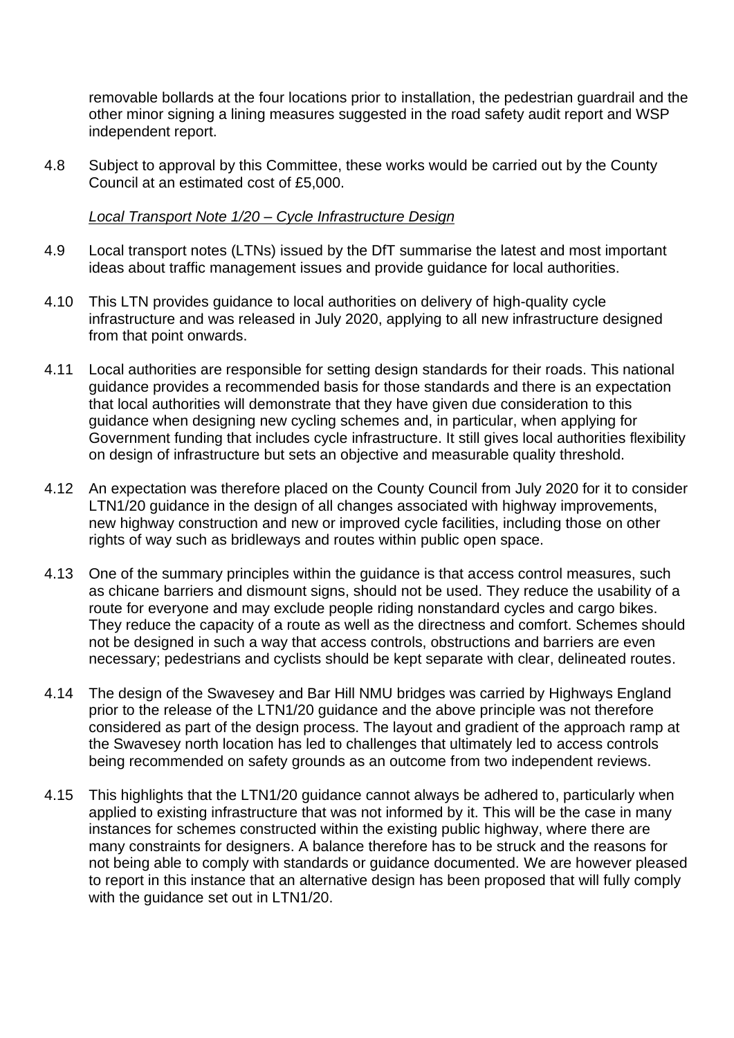removable bollards at the four locations prior to installation, the pedestrian guardrail and the other minor signing a lining measures suggested in the road safety audit report and WSP independent report.

4.8 Subject to approval by this Committee, these works would be carried out by the County Council at an estimated cost of £5,000.

*Local Transport Note 1/20 – Cycle Infrastructure Design*

4.9 Local transport notes (LTNs) issued by the DfT summarise the latest and most important ideas about traffic management issues and provide guidance for local authorities.

4.10 This LTN provides guidance to local authorities on delivery of high-quality cycle infrastructure and was released in July 2020, applying to all new infrastructure designed from that point onwards.

4.11 Local authorities are responsible for setting design standards for their roads. This national guidance provides a recommended basis for those standards and there is an expectation that local authorities will demonstrate that they have given due consideration to this guidance when designing new cycling schemes and, in particular, when applying for Government funding that includes cycle infrastructure. It still gives local authorities flexibility on design of infrastructure but sets an objective and measurable quality threshold.

4.12 An expectation was therefore placed on the County Council from July 2020 for it to consider LTN1/20 guidance in the design of all changes associated with highway improvements, new highway construction and new or improved cycle facilities, including those on other rights of way such as bridleways and routes within public open space.

4.13 One of the summary principles within the guidance is that access control measures, such as chicane barriers and dismount signs, should not be used. They reduce the usability of a route for everyone and may exclude people riding nonstandard cycles and cargo bikes. They reduce the capacity of a route as well as the directness and comfort. Schemes should not be designed in such a way that access controls, obstructions and barriers are even necessary; pedestrians and cyclists should be kept separate with clear, delineated routes.

4.14 The design of the Swavesey and Bar Hill NMU bridges was carried by Highways England prior to the release of the LTN1/20 guidance and the above principle was not therefore considered as part of the design process. The layout and gradient of the approach ramp at the Swavesey north location has led to challenges that ultimately led to access controls being recommended on safety grounds as an outcome from two independent reviews.

4.15 This highlights that the LTN1/20 guidance cannot always be adhered to, particularly when applied to existing infrastructure that was not informed by it. This will be the case in many instances for schemes constructed within the existing public highway, where there are many constraints for designers. A balance therefore has to be struck and the reasons for not being able to comply with standards or guidance documented. We are however pleased to report in this instance that an alternative design has been proposed that will fully comply with the guidance set out in LTN1/20.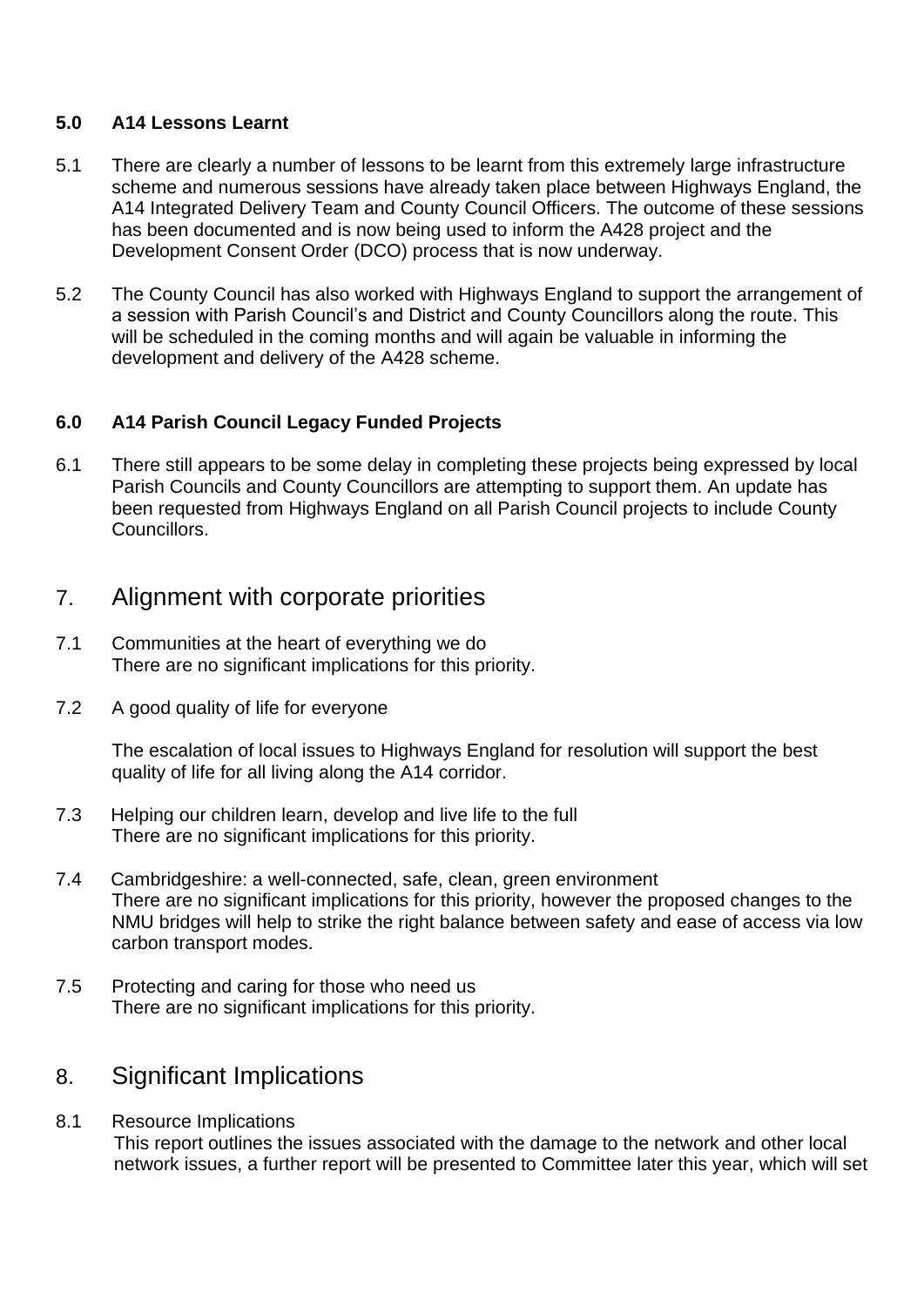## 5.0 A14 Lessons Learnt

5.1 There are clearly a number of lessons to be learnt from this extremely large infrastructure scheme and numerous sessions have already taken place between Highways England, the A14 Integrated Delivery Team and County Council Officers. The outcome of these sessions has been documented and is now being used to inform the A428 project and the Development Consent Order (DCO) process that is now underway.

5.2 The County Council has also worked with Highways England to support the arrangement of a session with Parish Council's and District and County Councillors along the route. This will be scheduled in the coming months and will again be valuable in informing the development and delivery of the A428 scheme.

## 6.0 A14 Parish Council Legacy Funded Projects

6.1 There still appears to be some delay in completing these projects being expressed by local Parish Councils and County Councillors are attempting to support them. An update has been requested from Highways England on all Parish Council projects to include County Councillors.

## 7. Alignment with corporate priorities

7.1 Communities at the heart of everything we do
There are no significant implications for this priority.

7.2 A good quality of life for everyone

The escalation of local issues to Highways England for resolution will support the best quality of life for all living along the A14 corridor.

7.3 Helping our children learn, develop and live life to the full
There are no significant implications for this priority.

7.4 Cambridgeshire: a well-connected, safe, clean, green environment
There are no significant implications for this priority, however the proposed changes to the NMU bridges will help to strike the right balance between safety and ease of access via low carbon transport modes.

7.5 Protecting and caring for those who need us
There are no significant implications for this priority.

## 8. Significant Implications

8.1 Resource Implications
This report outlines the issues associated with the damage to the network and other local network issues, a further report will be presented to Committee later this year, which will set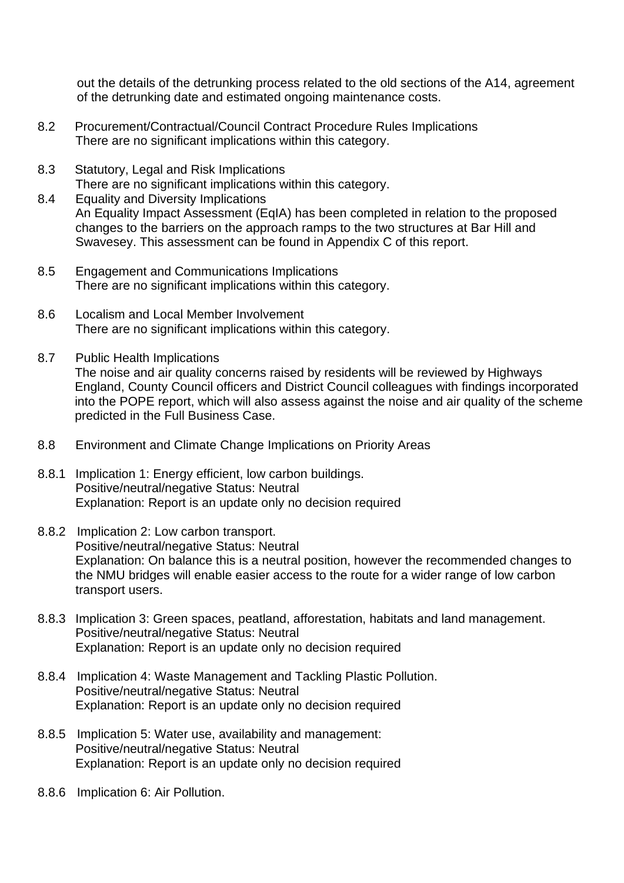out the details of the detrunking process related to the old sections of the A14, agreement of the detrunking date and estimated ongoing maintenance costs.

8.2 Procurement/Contractual/Council Contract Procedure Rules Implications
There are no significant implications within this category.

8.3 Statutory, Legal and Risk Implications
There are no significant implications within this category.

8.4 Equality and Diversity Implications
An Equality Impact Assessment (EqIA) has been completed in relation to the proposed changes to the barriers on the approach ramps to the two structures at Bar Hill and Swavesey. This assessment can be found in Appendix C of this report.

8.5 Engagement and Communications Implications
There are no significant implications within this category.

8.6 Localism and Local Member Involvement
There are no significant implications within this category.

8.7 Public Health Implications
The noise and air quality concerns raised by residents will be reviewed by Highways England, County Council officers and District Council colleagues with findings incorporated into the POPE report, which will also assess against the noise and air quality of the scheme predicted in the Full Business Case.

8.8 Environment and Climate Change Implications on Priority Areas

8.8.1 Implication 1: Energy efficient, low carbon buildings.
Positive/neutral/negative Status: Neutral
Explanation: Report is an update only no decision required

8.8.2 Implication 2: Low carbon transport.
Positive/neutral/negative Status: Neutral
Explanation: On balance this is a neutral position, however the recommended changes to the NMU bridges will enable easier access to the route for a wider range of low carbon transport users.

8.8.3 Implication 3: Green spaces, peatland, afforestation, habitats and land management.
Positive/neutral/negative Status: Neutral
Explanation: Report is an update only no decision required

8.8.4 Implication 4: Waste Management and Tackling Plastic Pollution.
Positive/neutral/negative Status: Neutral
Explanation: Report is an update only no decision required

8.8.5 Implication 5: Water use, availability and management:
Positive/neutral/negative Status: Neutral
Explanation: Report is an update only no decision required

8.8.6 Implication 6: Air Pollution.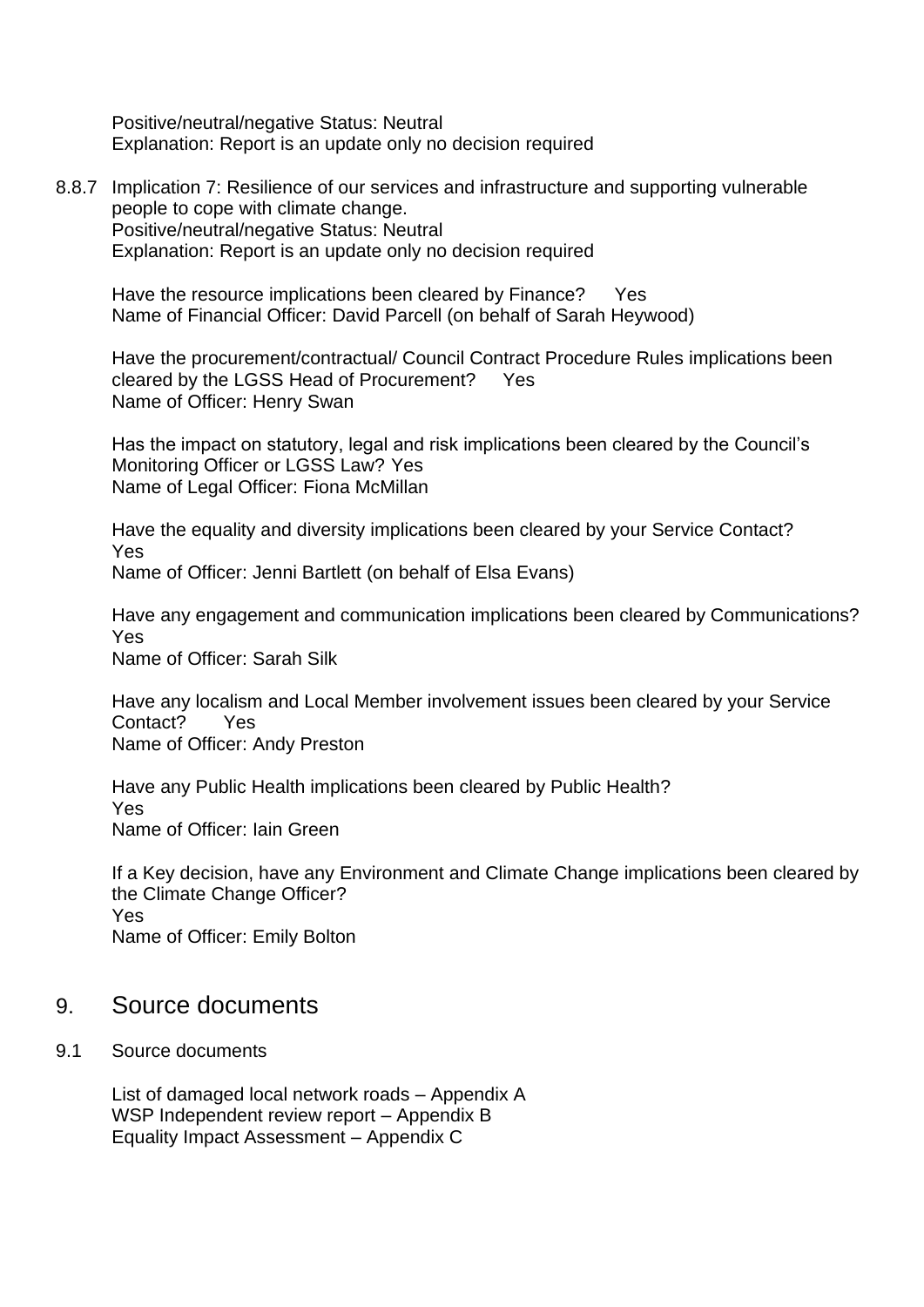Positive/neutral/negative Status: Neutral
Explanation: Report is an update only no decision required

8.8.7 Implication 7: Resilience of our services and infrastructure and supporting vulnerable people to cope with climate change.
Positive/neutral/negative Status: Neutral
Explanation: Report is an update only no decision required

Have the resource implications been cleared by Finance? Yes
Name of Financial Officer: David Parcell (on behalf of Sarah Heywood)

Have the procurement/contractual/ Council Contract Procedure Rules implications been cleared by the LGSS Head of Procurement? Yes
Name of Officer: Henry Swan

Has the impact on statutory, legal and risk implications been cleared by the Council's Monitoring Officer or LGSS Law? Yes
Name of Legal Officer: Fiona McMillan

Have the equality and diversity implications been cleared by your Service Contact?
Yes
Name of Officer: Jenni Bartlett (on behalf of Elsa Evans)

Have any engagement and communication implications been cleared by Communications?
Yes
Name of Officer: Sarah Silk

Have any localism and Local Member involvement issues been cleared by your Service Contact? Yes
Name of Officer: Andy Preston

Have any Public Health implications been cleared by Public Health?
Yes
Name of Officer: Iain Green

If a Key decision, have any Environment and Climate Change implications been cleared by the Climate Change Officer?
Yes
Name of Officer: Emily Bolton

## 9. Source documents

9.1 Source documents

List of damaged local network roads – Appendix A
WSP Independent review report – Appendix B
Equality Impact Assessment – Appendix C